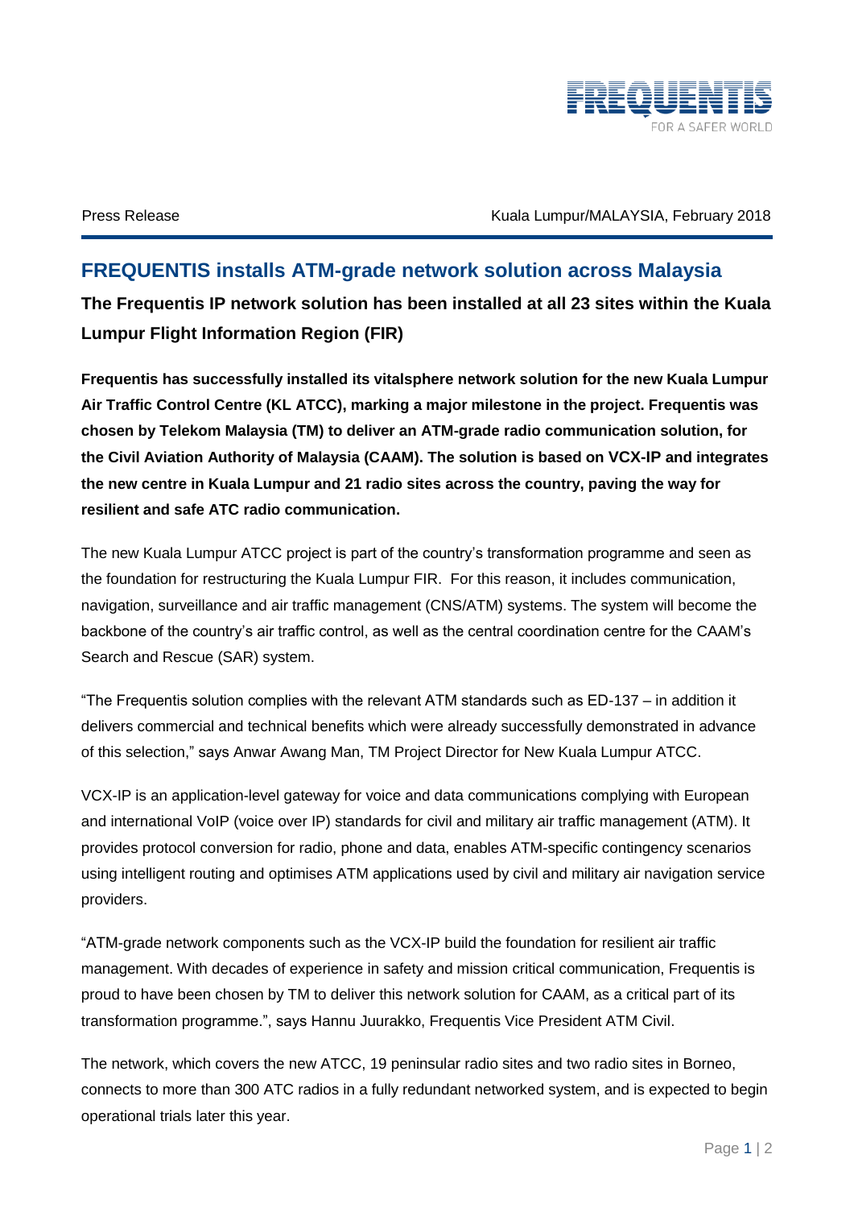Press Release

Kuala Lumpur/MALAYSIA, February 2018

# FREQUENTIS installs ATM-grade network solution across Malaysia

## The Frequentis IP network solution has been installed at all 23 sites within the Kuala Lumpur Flight Information Region (FIR)

**Frequentis has successfully installed its vitalsphere network solution for the new Kuala Lumpur Air Traffic Control Centre (KL ATCC), marking a major milestone in the project. Frequentis was chosen by Telekom Malaysia (TM) to deliver an ATM-grade radio communication solution, for the Civil Aviation Authority of Malaysia (CAAM). The solution is based on VCX-IP and integrates the new centre in Kuala Lumpur and 21 radio sites across the country, paving the way for resilient and safe ATC radio communication.**

The new Kuala Lumpur ATCC project is part of the country's transformation programme and seen as the foundation for restructuring the Kuala Lumpur FIR. For this reason, it includes communication, navigation, surveillance and air traffic management (CNS/ATM) systems. The system will become the backbone of the country's air traffic control, as well as the central coordination centre for the CAAM's Search and Rescue (SAR) system.

"The Frequentis solution complies with the relevant ATM standards such as ED-137 – in addition it delivers commercial and technical benefits which were already successfully demonstrated in advance of this selection," says Anwar Awang Man, TM Project Director for New Kuala Lumpur ATCC.

VCX-IP is an application-level gateway for voice and data communications complying with European and international VoIP (voice over IP) standards for civil and military air traffic management (ATM). It provides protocol conversion for radio, phone and data, enables ATM-specific contingency scenarios using intelligent routing and optimises ATM applications used by civil and military air navigation service providers.

"ATM-grade network components such as the VCX-IP build the foundation for resilient air traffic management. With decades of experience in safety and mission critical communication, Frequentis is proud to have been chosen by TM to deliver this network solution for CAAM, as a critical part of its transformation programme.", says Hannu Juurakko, Frequentis Vice President ATM Civil.

The network, which covers the new ATCC, 19 peninsular radio sites and two radio sites in Borneo, connects to more than 300 ATC radios in a fully redundant networked system, and is expected to begin operational trials later this year.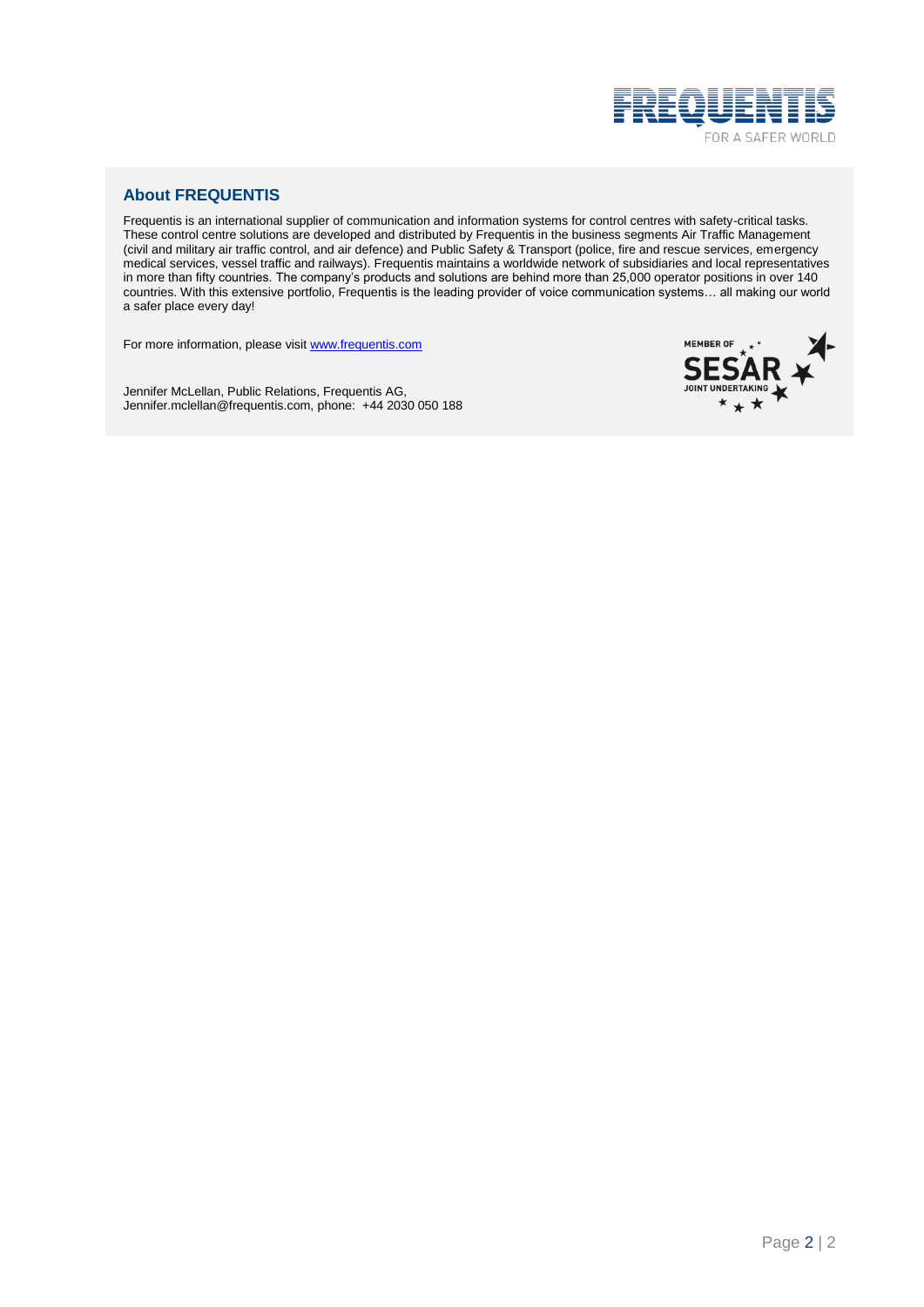## About FREQUENTIS

Frequentis is an international supplier of communication and information systems for control centres with safety-critical tasks. These control centre solutions are developed and distributed by Frequentis in the business segments Air Traffic Management (civil and military air traffic control, and air defence) and Public Safety & Transport (police, fire and rescue services, emergency medical services, vessel traffic and railways). Frequentis maintains a worldwide network of subsidiaries and local representatives in more than fifty countries. The company's products and solutions are behind more than 25,000 operator positions in over 140 countries. With this extensive portfolio, Frequentis is the leading provider of voice communication systems… all making our world a safer place every day!

For more information, please visit [www.frequentis.com](http://www.frequentis.com)

Jennifer McLellan, Public Relations, Frequentis AG,
Jennifer.mclellan@frequentis.com, phone: +44 2030 050 188